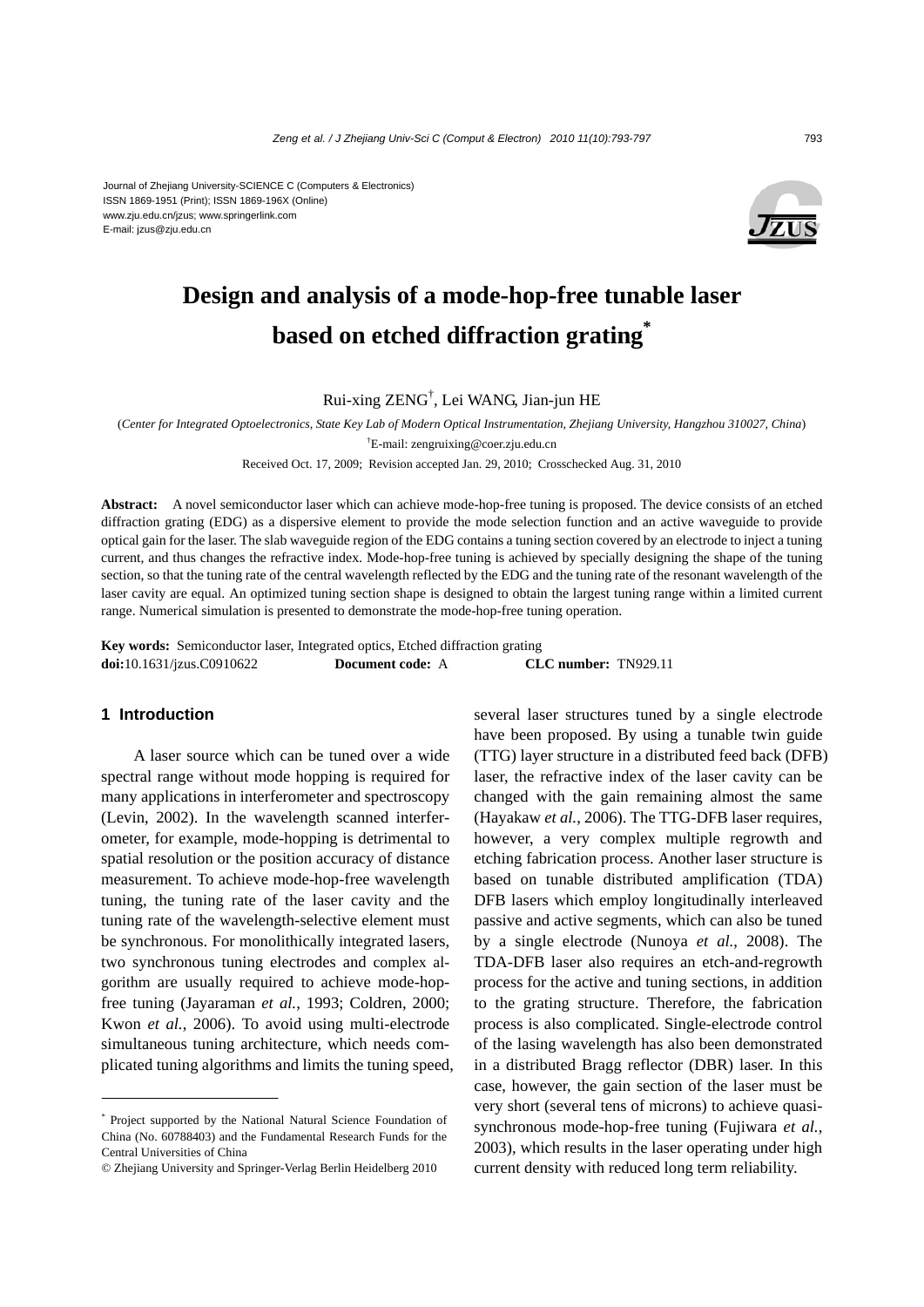Journal of Zhejiang University-SCIENCE C (Computers & Electronics)
ISSN 1869-1951 (Print); ISSN 1869-196X (Online)
www.zju.edu.cn/jzus; www.springerlink.com
E-mail: jzus@zju.edu.cn

# Design and analysis of a mode-hop-free tunable laser based on etched diffraction grating*

Rui-xing ZENG†, Lei WANG, Jian-jun HE

(*Center for Integrated Optoelectronics, State Key Lab of Modern Optical Instrumentation, Zhejiang University, Hangzhou 310027, China*)

†E-mail: zengruixing@coer.zju.edu.cn

Received Oct. 17, 2009; Revision accepted Jan. 29, 2010; Crosschecked Aug. 31, 2010

**Abstract:** A novel semiconductor laser which can achieve mode-hop-free tuning is proposed. The device consists of an etched diffraction grating (EDG) as a dispersive element to provide the mode selection function and an active waveguide to provide optical gain for the laser. The slab waveguide region of the EDG contains a tuning section covered by an electrode to inject a tuning current, and thus changes the refractive index. Mode-hop-free tuning is achieved by specially designing the shape of the tuning section, so that the tuning rate of the central wavelength reflected by the EDG and the tuning rate of the resonant wavelength of the laser cavity are equal. An optimized tuning section shape is designed to obtain the largest tuning range within a limited current range. Numerical simulation is presented to demonstrate the mode-hop-free tuning operation.

**Key words:** Semiconductor laser, Integrated optics, Etched diffraction grating
**doi:**10.1631/jzus.C0910622 **Document code:** A **CLC number:** TN929.11

## 1 Introduction

A laser source which can be tuned over a wide spectral range without mode hopping is required for many applications in interferometer and spectroscopy (Levin, 2002). In the wavelength scanned interferometer, for example, mode-hopping is detrimental to spatial resolution or the position accuracy of distance measurement. To achieve mode-hop-free wavelength tuning, the tuning rate of the laser cavity and the tuning rate of the wavelength-selective element must be synchronous. For monolithically integrated lasers, two synchronous tuning electrodes and complex algorithm are usually required to achieve mode-hop-free tuning (Jayaraman *et al.*, 1993; Coldren, 2000; Kwon *et al.*, 2006). To avoid using multi-electrode simultaneous tuning architecture, which needs complicated tuning algorithms and limits the tuning speed, several laser structures tuned by a single electrode have been proposed. By using a tunable twin guide (TTG) layer structure in a distributed feed back (DFB) laser, the refractive index of the laser cavity can be changed with the gain remaining almost the same (Hayakaw *et al.*, 2006). The TTG-DFB laser requires, however, a very complex multiple regrowth and etching fabrication process. Another laser structure is based on tunable distributed amplification (TDA) DFB lasers which employ longitudinally interleaved passive and active segments, which can also be tuned by a single electrode (Nunoya *et al.*, 2008). The TDA-DFB laser also requires an etch-and-regrowth process for the active and tuning sections, in addition to the grating structure. Therefore, the fabrication process is also complicated. Single-electrode control of the lasing wavelength has also been demonstrated in a distributed Bragg reflector (DBR) laser. In this case, however, the gain section of the laser must be very short (several tens of microns) to achieve quasi-synchronous mode-hop-free tuning (Fujiwara *et al.*, 2003), which results in the laser operating under high current density with reduced long term reliability.

---

* Project supported by the National Natural Science Foundation of China (No. 60788403) and the Fundamental Research Funds for the Central Universities of China

© Zhejiang University and Springer-Verlag Berlin Heidelberg 2010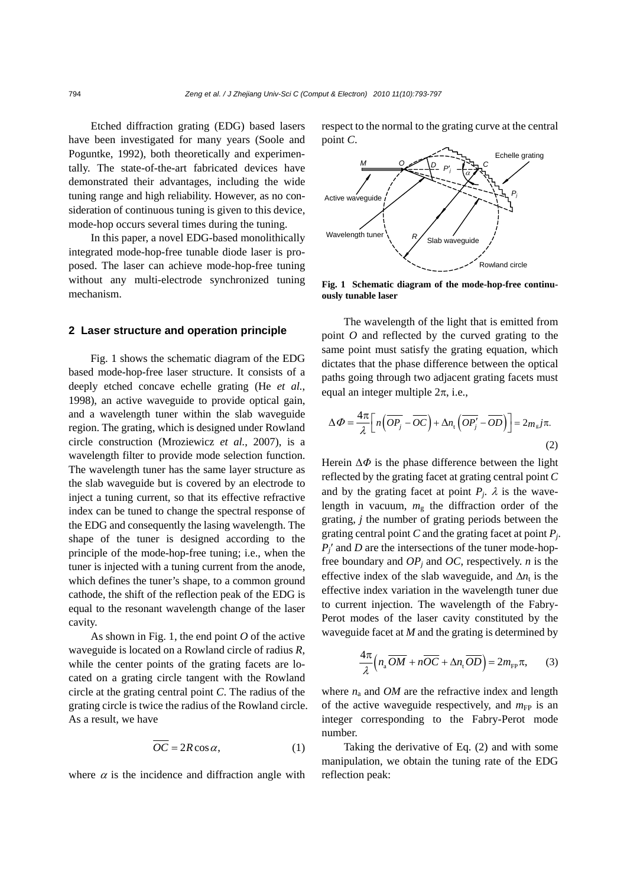Etched diffraction grating (EDG) based lasers have been investigated for many years (Soole and Poguntke, 1992), both theoretically and experimentally. The state-of-the-art fabricated devices have demonstrated their advantages, including the wide tuning range and high reliability. However, as no consideration of continuous tuning is given to this device, mode-hop occurs several times during the tuning.

In this paper, a novel EDG-based monolithically integrated mode-hop-free tunable diode laser is proposed. The laser can achieve mode-hop-free tuning without any multi-electrode synchronized tuning mechanism.

## 2 Laser structure and operation principle

Fig. 1 shows the schematic diagram of the EDG based mode-hop-free laser structure. It consists of a deeply etched concave echelle grating (He *et al.*, 1998), an active waveguide to provide optical gain, and a wavelength tuner within the slab waveguide region. The grating, which is designed under Rowland circle construction (Mroziewicz *et al.*, 2007), is a wavelength filter to provide mode selection function. The wavelength tuner has the same layer structure as the slab waveguide but is covered by an electrode to inject a tuning current, so that its effective refractive index can be tuned to change the spectral response of the EDG and consequently the lasing wavelength. The shape of the tuner is designed according to the principle of the mode-hop-free tuning; i.e., when the tuner is injected with a tuning current from the anode, which defines the tuner's shape, to a common ground cathode, the shift of the reflection peak of the EDG is equal to the resonant wavelength change of the laser cavity.

As shown in Fig. 1, the end point $O$ of the active waveguide is located on a Rowland circle of radius $R$, while the center points of the grating facets are located on a grating circle tangent with the Rowland circle at the grating central point $C$. The radius of the grating circle is twice the radius of the Rowland circle. As a result, we have

$$\overline{OC} = 2R\cos\alpha, \tag{1}$$

where $\alpha$ is the incidence and diffraction angle with respect to the normal to the grating curve at the central point $C$.

**Fig. 1 Schematic diagram of the mode-hop-free continuously tunable laser**

The wavelength of the light that is emitted from point $O$ and reflected by the curved grating to the same point must satisfy the grating equation, which dictates that the phase difference between the optical paths going through two adjacent grating facets must equal an integer multiple $2\pi$, i.e.,

$$\Delta\Phi = \frac{4\pi}{\lambda}\left[n\left(\overline{OP_j} - \overline{OC}\right) + \Delta n_t\left(\overline{OP_j'} - \overline{OD}\right)\right] = 2m_g j\pi. \tag{2}$$

Herein $\Delta\Phi$ is the phase difference between the light reflected by the grating facet at grating central point $C$ and by the grating facet at point $P_j$. $\lambda$ is the wavelength in vacuum, $m_g$ the diffraction order of the grating, $j$ the number of grating periods between the grating central point $C$ and the grating facet at point $P_j$. $P_j'$ and $D$ are the intersections of the tuner mode-hop-free boundary and $OP_j$ and $OC$, respectively. $n$ is the effective index of the slab waveguide, and $\Delta n_t$ is the effective index variation in the wavelength tuner due to current injection. The wavelength of the Fabry-Perot modes of the laser cavity constituted by the waveguide facet at $M$ and the grating is determined by

$$\frac{4\pi}{\lambda}\left(n_a\overline{OM} + n\overline{OC} + \Delta n_t\overline{OD}\right) = 2m_{FP}\pi, \tag{3}$$

where $n_a$ and $OM$ are the refractive index and length of the active waveguide respectively, and $m_{FP}$ is an integer corresponding to the Fabry-Perot mode number.

Taking the derivative of Eq. (2) and with some manipulation, we obtain the tuning rate of the EDG reflection peak: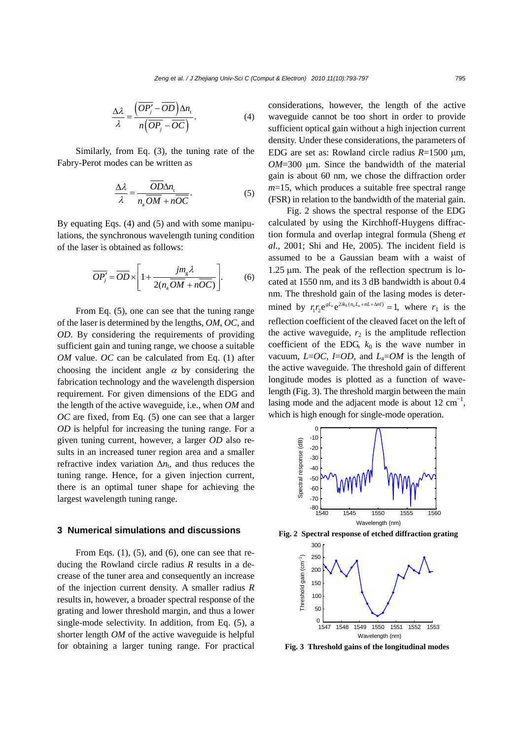$$\frac{\Delta\lambda}{\lambda}=\frac{\left(\overline{OP_j'}-\overline{OD}\right)\Delta n_{\mathrm{t}}}{n\left(\overline{OP_j}-\overline{OC}\right)}. \tag{4}$$

Similarly, from Eq. (3), the tuning rate of the Fabry-Perot modes can be written as

$$\frac{\Delta\lambda}{\lambda}=\frac{\overline{OD}\Delta n_{\mathrm{t}}}{n_{\mathrm{a}}\overline{OM}+n\overline{OC}}. \tag{5}$$

By equating Eqs. (4) and (5) and with some manipulations, the synchronous wavelength tuning condition of the laser is obtained as follows:

$$\overline{OP_j'}=\overline{OD}\times\left[1+\frac{jm_{\mathrm{g}}\lambda}{2(n_{\mathrm{a}}\overline{OM}+n\overline{OC})}\right]. \tag{6}$$

From Eq. (5), one can see that the tuning range of the laser is determined by the lengths, *OM*, *OC*, and *OD*. By considering the requirements of providing sufficient gain and tuning range, we choose a suitable *OM* value. *OC* can be calculated from Eq. (1) after choosing the incident angle $\alpha$ by considering the fabrication technology and the wavelength dispersion requirement. For given dimensions of the EDG and the length of the active waveguide, i.e., when *OM* and *OC* are fixed, from Eq. (5) one can see that a larger *OD* is helpful for increasing the tuning range. For a given tuning current, however, a larger *OD* also results in an increased tuner region area and a smaller refractive index variation $\Delta n_{\mathrm{t}}$, and thus reduces the tuning range. Hence, for a given injection current, there is an optimal tuner shape for achieving the largest wavelength tuning range.

## 3 Numerical simulations and discussions

From Eqs. (1), (5), and (6), one can see that reducing the Rowland circle radius *R* results in a decrease of the tuner area and consequently an increase of the injection current density. A smaller radius *R* results in, however, a broader spectral response of the grating and thus a lower threshold margin, and a lower single-mode selectivity. In addition, from Eq. (5), a shorter length *OM* of the active waveguide is helpful for obtaining a larger tuning range. For practical considerations, however, the length of the active waveguide cannot be too short in order to provide sufficient optical gain without a high injection current density. Under these considerations, the parameters of EDG are set as: Rowland circle radius *R*=1500 μm, *OM*=300 μm. Since the bandwidth of the material gain is about 60 nm, we chose the diffraction order *m*=15, which produces a suitable free spectral range (FSR) in relation to the bandwidth of the material gain.

Fig. 2 shows the spectral response of the EDG calculated by using the Kirchhoff-Huygens diffraction formula and overlap integral formula (Sheng *et al.*, 2001; Shi and He, 2005). The incident field is assumed to be a Gaussian beam with a waist of 1.25 μm. The peak of the reflection spectrum is located at 1550 nm, and its 3 dB bandwidth is about 0.4 nm. The threshold gain of the lasing modes is determined by $r_1r_2\mathrm{e}^{gL_{\mathrm{a}}}\mathrm{e}^{2ik_0(n_{\mathrm{a}}L_{\mathrm{a}}+nL+\Delta nl)}=1$, where $r_1$ is the reflection coefficient of the cleaved facet on the left of the active waveguide, $r_2$ is the amplitude reflection coefficient of the EDG, $k_0$ is the wave number in vacuum, *L*=*OC*, *l*=*OD*, and $L_{\mathrm{a}}$=*OM* is the length of the active waveguide. The threshold gain of different longitude modes is plotted as a function of wavelength (Fig. 3). The threshold margin between the main lasing mode and the adjacent mode is about 12 cm$^{-1}$, which is high enough for single-mode operation.

**Fig. 2 Spectral response of etched diffraction grating**

**Fig. 3 Threshold gains of the longitudinal modes**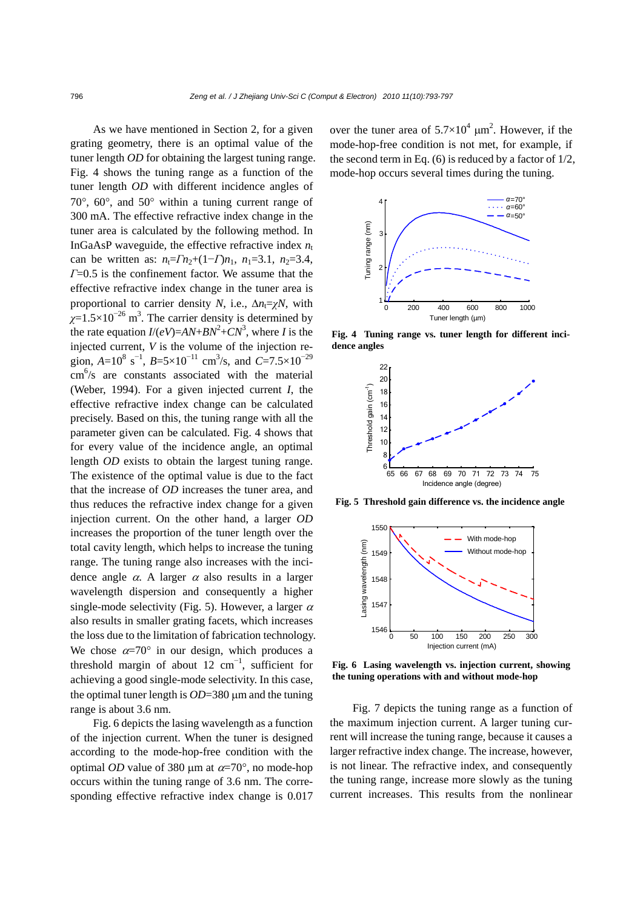As we have mentioned in Section 2, for a given grating geometry, there is an optimal value of the tuner length *OD* for obtaining the largest tuning range. Fig. 4 shows the tuning range as a function of the tuner length *OD* with different incidence angles of 70°, 60°, and 50° within a tuning current range of 300 mA. The effective refractive index change in the tuner area is calculated by the following method. In InGaAsP waveguide, the effective refractive index $n_t$ can be written as: $n_t=\Gamma n_2+(1-\Gamma)n_1$, $n_1=3.1$, $n_2=3.4$, $\Gamma=0.5$ is the confinement factor. We assume that the effective refractive index change in the tuner area is proportional to carrier density $N$, i.e., $\Delta n_t=\chi N$, with $\chi=1.5\times10^{-26}$ m$^3$. The carrier density is determined by the rate equation $I/(eV)=AN+BN^2+CN^3$, where $I$ is the injected current, $V$ is the volume of the injection region, $A=10^8$ s$^{-1}$, $B=5\times10^{-11}$ cm$^3$/s, and $C=7.5\times10^{-29}$ cm$^6$/s are constants associated with the material (Weber, 1994). For a given injected current $I$, the effective refractive index change can be calculated precisely. Based on this, the tuning range with all the parameter given can be calculated. Fig. 4 shows that for every value of the incidence angle, an optimal length *OD* exists to obtain the largest tuning range. The existence of the optimal value is due to the fact that the increase of *OD* increases the tuner area, and thus reduces the refractive index change for a given injection current. On the other hand, a larger *OD* increases the proportion of the tuner length over the total cavity length, which helps to increase the tuning range. The tuning range also increases with the incidence angle $\alpha$. A larger $\alpha$ also results in a larger wavelength dispersion and consequently a higher single-mode selectivity (Fig. 5). However, a larger $\alpha$ also results in smaller grating facets, which increases the loss due to the limitation of fabrication technology. We chose $\alpha=70°$ in our design, which produces a threshold margin of about 12 cm$^{-1}$, sufficient for achieving a good single-mode selectivity. In this case, the optimal tuner length is *OD*=380 μm and the tuning range is about 3.6 nm.

Fig. 6 depicts the lasing wavelength as a function of the injection current. When the tuner is designed according to the mode-hop-free condition with the optimal *OD* value of 380 μm at $\alpha=70°$, no mode-hop occurs within the tuning range of 3.6 nm. The corresponding effective refractive index change is 0.017 over the tuner area of $5.7\times10^4$ μm$^2$. However, if the mode-hop-free condition is not met, for example, if the second term in Eq. (6) is reduced by a factor of 1/2, mode-hop occurs several times during the tuning.

**Fig. 4 Tuning range vs. tuner length for different incidence angles**

**Fig. 5 Threshold gain difference vs. the incidence angle**

**Fig. 6 Lasing wavelength vs. injection current, showing the tuning operations with and without mode-hop**

Fig. 7 depicts the tuning range as a function of the maximum injection current. A larger tuning current will increase the tuning range, because it causes a larger refractive index change. The increase, however, is not linear. The refractive index, and consequently the tuning range, increase more slowly as the tuning current increases. This results from the nonlinear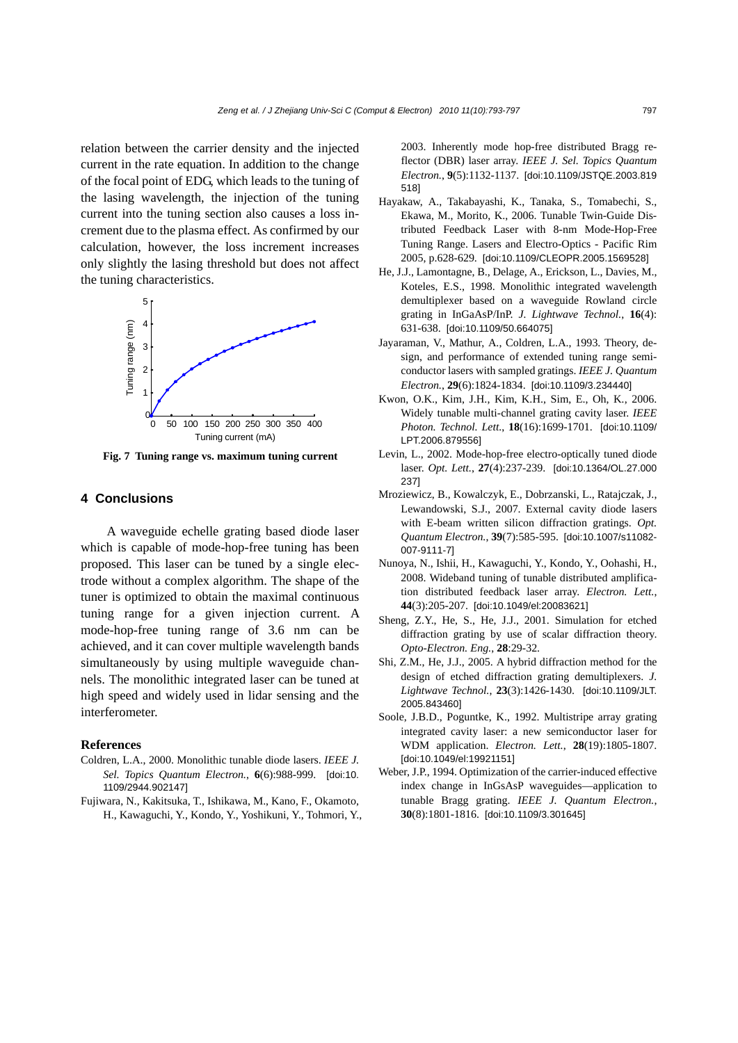relation between the carrier density and the injected current in the rate equation. In addition to the change of the focal point of EDG, which leads to the tuning of the lasing wavelength, the injection of the tuning current into the tuning section also causes a loss increment due to the plasma effect. As confirmed by our calculation, however, the loss increment increases only slightly the lasing threshold but does not affect the tuning characteristics.

Tuning range (nm)
0
1
2
3
4
5
0 50 100 150 200 250 300 350 400
Tuning current (mA)

**Fig. 7 Tuning range vs. maximum tuning current**

## 4 Conclusions

A waveguide echelle grating based diode laser which is capable of mode-hop-free tuning has been proposed. This laser can be tuned by a single electrode without a complex algorithm. The shape of the tuner is optimized to obtain the maximal continuous tuning range for a given injection current. A mode-hop-free tuning range of 3.6 nm can be achieved, and it can cover multiple wavelength bands simultaneously by using multiple waveguide channels. The monolithic integrated laser can be tuned at high speed and widely used in lidar sensing and the interferometer.

## References

Coldren, L.A., 2000. Monolithic tunable diode lasers. *IEEE J. Sel. Topics Quantum Electron.*, **6**(6):988-999. [doi:10.1109/2944.902147]

Fujiwara, N., Kakitsuka, T., Ishikawa, M., Kano, F., Okamoto, H., Kawaguchi, Y., Kondo, Y., Yoshikuni, Y., Tohmori, Y., 2003. Inherently mode hop-free distributed Bragg reflector (DBR) laser array. *IEEE J. Sel. Topics Quantum Electron.*, **9**(5):1132-1137. [doi:10.1109/JSTQE.2003.819518]

Hayakaw, A., Takabayashi, K., Tanaka, S., Tomabechi, S., Ekawa, M., Morito, K., 2006. Tunable Twin-Guide Distributed Feedback Laser with 8-nm Mode-Hop-Free Tuning Range. Lasers and Electro-Optics - Pacific Rim 2005, p.628-629. [doi:10.1109/CLEOPR.2005.1569528]

He, J.J., Lamontagne, B., Delage, A., Erickson, L., Davies, M., Koteles, E.S., 1998. Monolithic integrated wavelength demultiplexer based on a waveguide Rowland circle grating in InGaAsP/InP. *J. Lightwave Technol.*, **16**(4): 631-638. [doi:10.1109/50.664075]

Jayaraman, V., Mathur, A., Coldren, L.A., 1993. Theory, design, and performance of extended tuning range semiconductor lasers with sampled gratings. *IEEE J. Quantum Electron.*, **29**(6):1824-1834. [doi:10.1109/3.234440]

Kwon, O.K., Kim, J.H., Kim, K.H., Sim, E., Oh, K., 2006. Widely tunable multi-channel grating cavity laser. *IEEE Photon. Technol. Lett.*, **18**(16):1699-1701. [doi:10.1109/LPT.2006.879556]

Levin, L., 2002. Mode-hop-free electro-optically tuned diode laser. *Opt. Lett.*, **27**(4):237-239. [doi:10.1364/OL.27.000237]

Mroziewicz, B., Kowalczyk, E., Dobrzanski, L., Ratajczak, J., Lewandowski, S.J., 2007. External cavity diode lasers with E-beam written silicon diffraction gratings. *Opt. Quantum Electron.*, **39**(7):585-595. [doi:10.1007/s11082-007-9111-7]

Nunoya, N., Ishii, H., Kawaguchi, Y., Kondo, Y., Oohashi, H., 2008. Wideband tuning of tunable distributed amplification distributed feedback laser array. *Electron. Lett.*, **44**(3):205-207. [doi:10.1049/el:20083621]

Sheng, Z.Y., He, S., He, J.J., 2001. Simulation for etched diffraction grating by use of scalar diffraction theory. *Opto-Electron. Eng.*, **28**:29-32.

Shi, Z.M., He, J.J., 2005. A hybrid diffraction method for the design of etched diffraction grating demultiplexers. *J. Lightwave Technol.*, **23**(3):1426-1430. [doi:10.1109/JLT.2005.843460]

Soole, J.B.D., Poguntke, K., 1992. Multistripe array grating integrated cavity laser: a new semiconductor laser for WDM application. *Electron. Lett.*, **28**(19):1805-1807. [doi:10.1049/el:19921151]

Weber, J.P., 1994. Optimization of the carrier-induced effective index change in InGsAsP waveguides—application to tunable Bragg grating. *IEEE J. Quantum Electron.*, **30**(8):1801-1816. [doi:10.1109/3.301645]